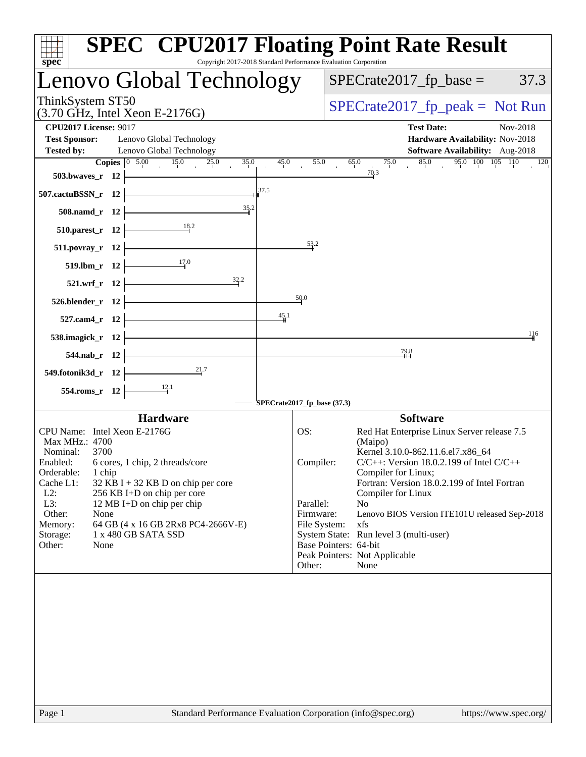# SPEC CPU2017 Floating Point Rate Result

Copyright 2017-2018 Standard Performance Evaluation Corporation

## Lenovo Global Technology

ThinkSystem ST50
(3.70 GHz, Intel Xeon E-2176G)

SPECrate2017_fp_base = 37.3

SPECrate2017_fp_peak = Not Run

**CPU2017 License:** 9017
**Test Sponsor:** Lenovo Global Technology
**Tested by:** Lenovo Global Technology

**Test Date:** Nov-2018
**Hardware Availability:** Nov-2018
**Software Availability:** Aug-2018

| Benchmark | Copies | Base Ratio |
|---|---|---|
| 503.bwaves_r | 12 | 70.3 |
| 507.cactuBSSN_r | 12 | 37.5 |
| 508.namd_r | 12 | 35.2 |
| 510.parest_r | 12 | 18.2 |
| 511.povray_r | 12 | 53.2 |
| 519.lbm_r | 12 | 17.0 |
| 521.wrf_r | 12 | 32.2 |
| 526.blender_r | 12 | 50.0 |
| 527.cam4_r | 12 | 45.1 |
| 538.imagick_r | 12 | 116 |
| 544.nab_r | 12 | 79.8 |
| 549.fotonik3d_r | 12 | 21.7 |
| 554.roms_r | 12 | 12.1 |

SPECrate2017_fp_base (37.3)

### Hardware

| | |
|---|---|
| CPU Name: | Intel Xeon E-2176G |
| Max MHz.: | 4700 |
| Nominal: | 3700 |
| Enabled: | 6 cores, 1 chip, 2 threads/core |
| Orderable: | 1 chip |
| Cache L1: | 32 KB I + 32 KB D on chip per core |
| L2: | 256 KB I+D on chip per core |
| L3: | 12 MB I+D on chip per chip |
| Other: | None |
| Memory: | 64 GB (4 x 16 GB 2Rx8 PC4-2666V-E) |
| Storage: | 1 x 480 GB SATA SSD |
| Other: | None |

### Software

| | |
|---|---|
| OS: | Red Hat Enterprise Linux Server release 7.5 (Maipo) Kernel 3.10.0-862.11.6.el7.x86_64 |
| Compiler: | C/C++: Version 18.0.2.199 of Intel C/C++ Compiler for Linux; Fortran: Version 18.0.2.199 of Intel Fortran Compiler for Linux |
| Parallel: | No |
| Firmware: | Lenovo BIOS Version ITE101U released Sep-2018 |
| File System: | xfs |
| System State: | Run level 3 (multi-user) |
| Base Pointers: | 64-bit |
| Peak Pointers: | Not Applicable |
| Other: | None |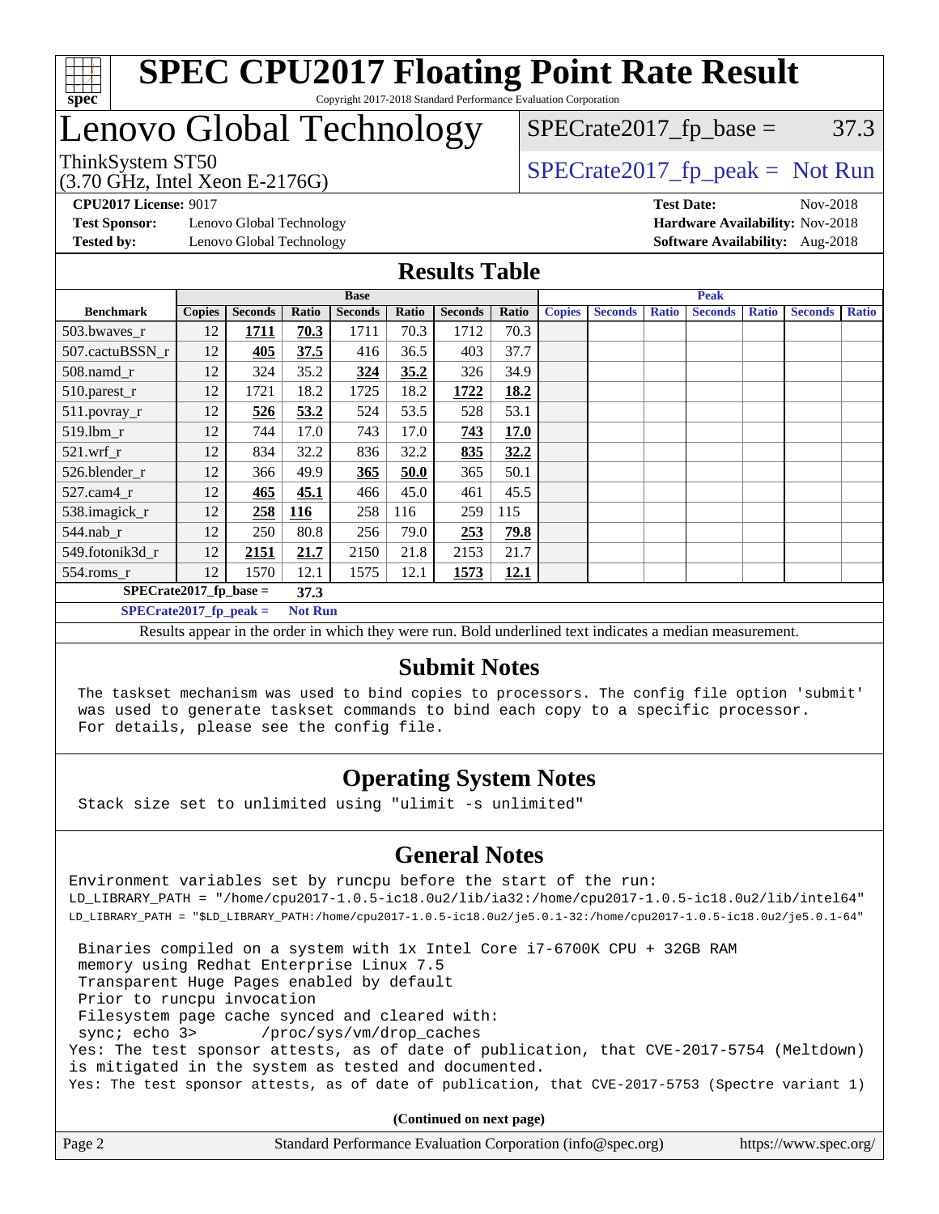# SPEC CPU2017 Floating Point Rate Result

Copyright 2017-2018 Standard Performance Evaluation Corporation

# Lenovo Global Technology

ThinkSystem ST50
(3.70 GHz, Intel Xeon E-2176G)

SPECrate2017_fp_base = 37.3

SPECrate2017_fp_peak = Not Run

**CPU2017 License:** 9017
**Test Sponsor:** Lenovo Global Technology
**Tested by:** Lenovo Global Technology

**Test Date:** Nov-2018
**Hardware Availability:** Nov-2018
**Software Availability:** Aug-2018

## Results Table

| Benchmark | Base | | | | | | | Peak | | | | | | |
|---|---|---|---|---|---|---|---|---|---|---|---|---|---|---|
| | Copies | Seconds | Ratio | Seconds | Ratio | Seconds | Ratio | Copies | Seconds | Ratio | Seconds | Ratio | Seconds | Ratio |
| 503.bwaves_r | 12 | **1711** | **70.3** | 1711 | 70.3 | 1712 | 70.3 | | | | | | | |
| 507.cactuBSSN_r | 12 | **405** | **37.5** | 416 | 36.5 | 403 | 37.7 | | | | | | | |
| 508.namd_r | 12 | 324 | 35.2 | **324** | **35.2** | 326 | 34.9 | | | | | | | |
| 510.parest_r | 12 | 1721 | 18.2 | 1725 | 18.2 | **1722** | **18.2** | | | | | | | |
| 511.povray_r | 12 | **526** | **53.2** | 524 | 53.5 | 528 | 53.1 | | | | | | | |
| 519.lbm_r | 12 | 744 | 17.0 | 743 | 17.0 | **743** | **17.0** | | | | | | | |
| 521.wrf_r | 12 | 834 | 32.2 | 836 | 32.2 | **835** | **32.2** | | | | | | | |
| 526.blender_r | 12 | 366 | 49.9 | **365** | **50.0** | 365 | 50.1 | | | | | | | |
| 527.cam4_r | 12 | **465** | **45.1** | 466 | 45.0 | 461 | 45.5 | | | | | | | |
| 538.imagick_r | 12 | **258** | **116** | 258 | 116 | 259 | 115 | | | | | | | |
| 544.nab_r | 12 | 250 | 80.8 | 256 | 79.0 | **253** | **79.8** | | | | | | | |
| 549.fotonik3d_r | 12 | **2151** | **21.7** | 2150 | 21.8 | 2153 | 21.7 | | | | | | | |
| 554.roms_r | 12 | 1570 | 12.1 | 1575 | 12.1 | **1573** | **12.1** | | | | | | | |

**SPECrate2017_fp_base = 37.3**

**SPECrate2017_fp_peak = Not Run**

Results appear in the order in which they were run. Bold underlined text indicates a median measurement.

## Submit Notes

```
The taskset mechanism was used to bind copies to processors. The config file option 'submit'
was used to generate taskset commands to bind each copy to a specific processor.
For details, please see the config file.
```

## Operating System Notes

```
Stack size set to unlimited using "ulimit -s unlimited"
```

## General Notes

```
Environment variables set by runcpu before the start of the run:
LD_LIBRARY_PATH = "/home/cpu2017-1.0.5-ic18.0u2/lib/ia32:/home/cpu2017-1.0.5-ic18.0u2/lib/intel64"
LD_LIBRARY_PATH = "$LD_LIBRARY_PATH:/home/cpu2017-1.0.5-ic18.0u2/je5.0.1-32:/home/cpu2017-1.0.5-ic18.0u2/je5.0.1-64"

 Binaries compiled on a system with 1x Intel Core i7-6700K CPU + 32GB RAM
 memory using Redhat Enterprise Linux 7.5
 Transparent Huge Pages enabled by default
 Prior to runcpu invocation
 Filesystem page cache synced and cleared with:
 sync; echo 3>       /proc/sys/vm/drop_caches
Yes: The test sponsor attests, as of date of publication, that CVE-2017-5754 (Meltdown)
is mitigated in the system as tested and documented.
Yes: The test sponsor attests, as of date of publication, that CVE-2017-5753 (Spectre variant 1)
```

**(Continued on next page)**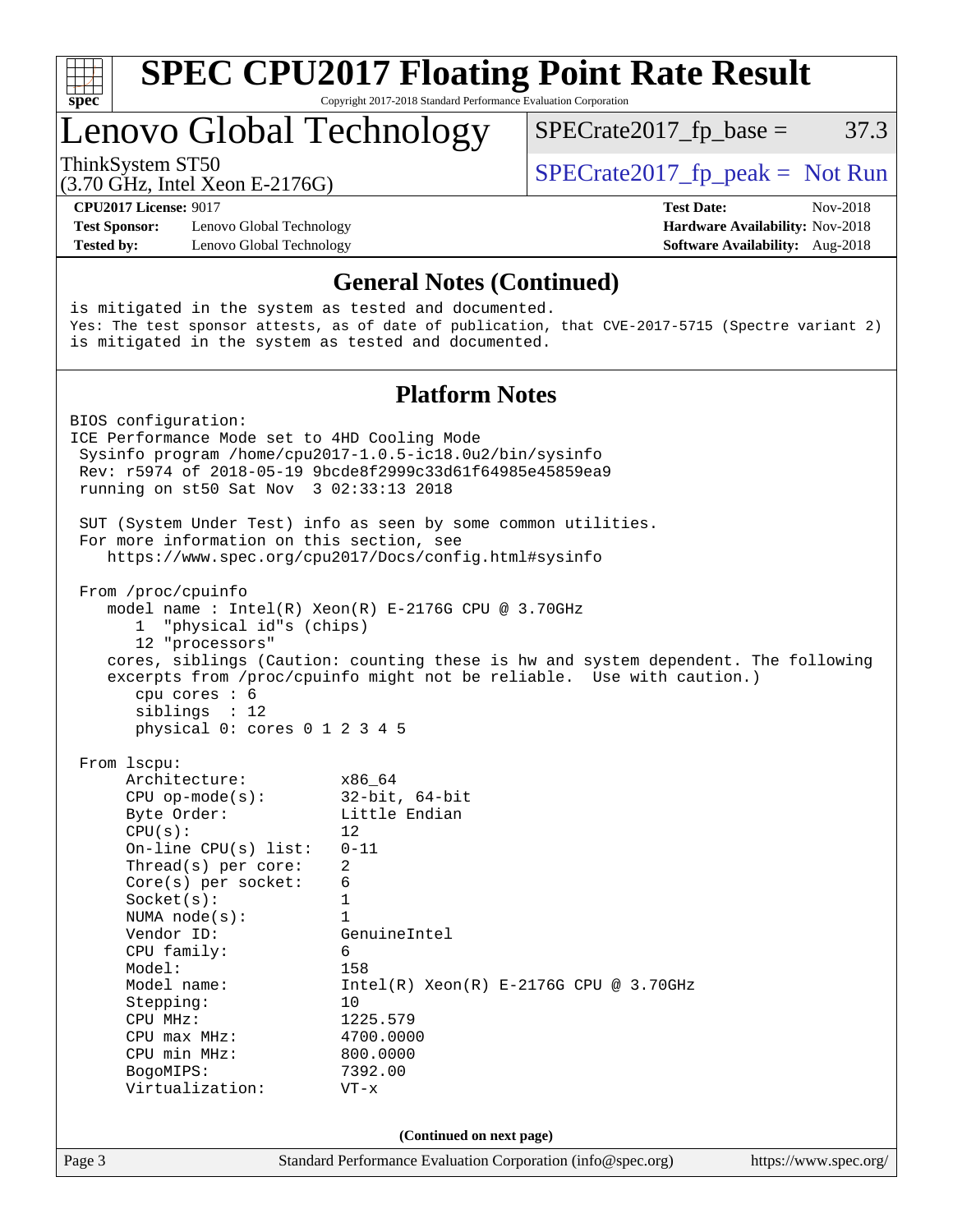# SPEC CPU2017 Floating Point Rate Result

Copyright 2017-2018 Standard Performance Evaluation Corporation

## Lenovo Global Technology

ThinkSystem ST50
(3.70 GHz, Intel Xeon E-2176G)

SPECrate2017_fp_base = 37.3

SPECrate2017_fp_peak = Not Run

**CPU2017 License:** 9017
**Test Sponsor:** Lenovo Global Technology
**Tested by:** Lenovo Global Technology

**Test Date:** Nov-2018
**Hardware Availability:** Nov-2018
**Software Availability:** Aug-2018

### General Notes (Continued)

```
is mitigated in the system as tested and documented.
Yes: The test sponsor attests, as of date of publication, that CVE-2017-5715 (Spectre variant 2)
is mitigated in the system as tested and documented.
```

### Platform Notes

```
BIOS configuration:
ICE Performance Mode set to 4HD Cooling Mode
 Sysinfo program /home/cpu2017-1.0.5-ic18.0u2/bin/sysinfo
 Rev: r5974 of 2018-05-19 9bcde8f2999c33d61f64985e45859ea9
 running on st50 Sat Nov  3 02:33:13 2018

 SUT (System Under Test) info as seen by some common utilities.
 For more information on this section, see
    https://www.spec.org/cpu2017/Docs/config.html#sysinfo

 From /proc/cpuinfo
    model name : Intel(R) Xeon(R) E-2176G CPU @ 3.70GHz
       1  "physical id"s (chips)
       12 "processors"
    cores, siblings (Caution: counting these is hw and system dependent. The following
    excerpts from /proc/cpuinfo might not be reliable.  Use with caution.)
       cpu cores : 6
       siblings  : 12
       physical 0: cores 0 1 2 3 4 5

 From lscpu:
      Architecture:          x86_64
      CPU op-mode(s):        32-bit, 64-bit
      Byte Order:            Little Endian
      CPU(s):                12
      On-line CPU(s) list:   0-11
      Thread(s) per core:    2
      Core(s) per socket:    6
      Socket(s):             1
      NUMA node(s):          1
      Vendor ID:             GenuineIntel
      CPU family:            6
      Model:                 158
      Model name:            Intel(R) Xeon(R) E-2176G CPU @ 3.70GHz
      Stepping:              10
      CPU MHz:               1225.579
      CPU max MHz:           4700.0000
      CPU min MHz:           800.0000
      BogoMIPS:              7392.00
      Virtualization:        VT-x
```

**(Continued on next page)**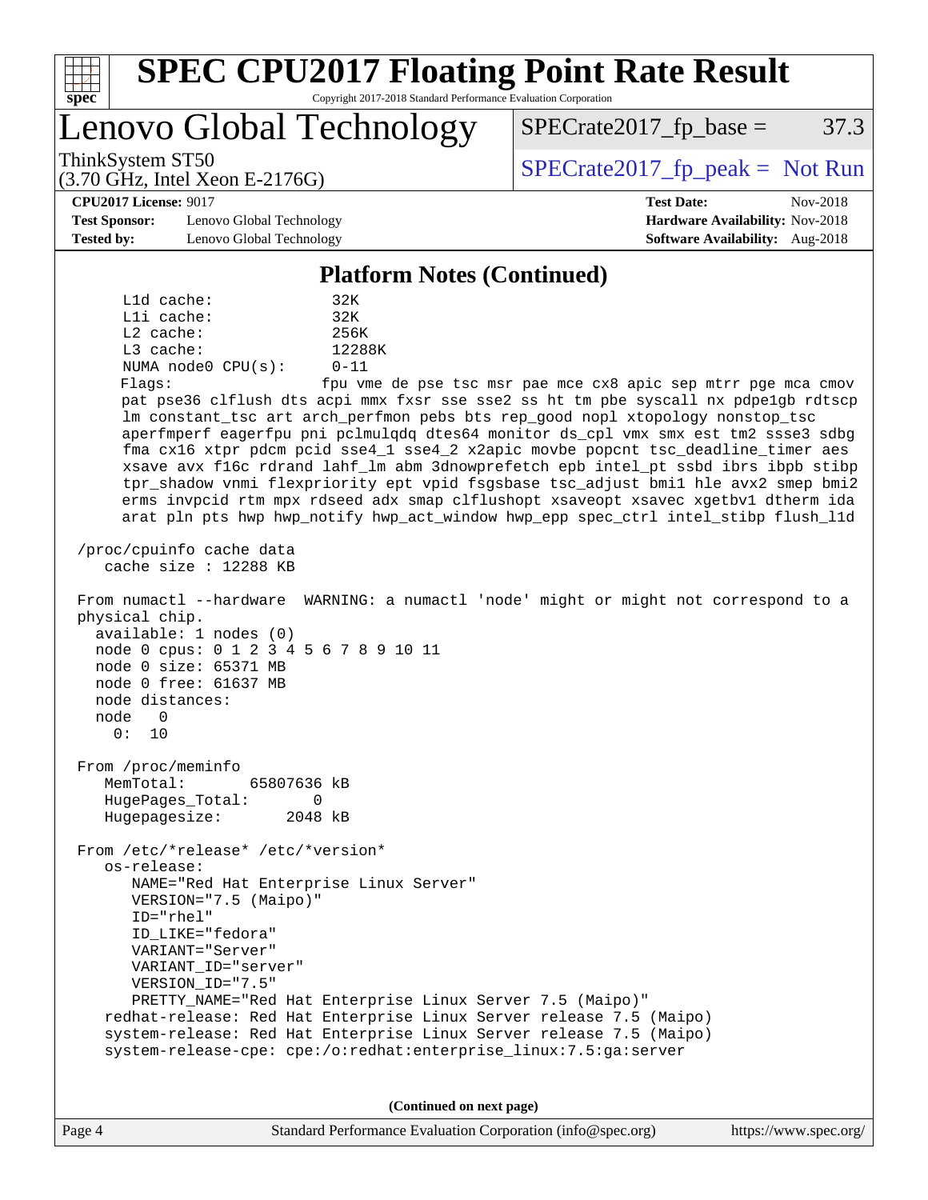## Platform Notes (Continued)

```
     L1d cache:             32K
     L1i cache:             32K
     L2 cache:              256K
     L3 cache:              12288K
     NUMA node0 CPU(s):     0-11
     Flags:                 fpu vme de pse tsc msr pae mce cx8 apic sep mtrr pge mca cmov
     pat pse36 clflush dts acpi mmx fxsr sse sse2 ss ht tm pbe syscall nx pdpe1gb rdtscp
     lm constant_tsc art arch_perfmon pebs bts rep_good nopl xtopology nonstop_tsc
     aperfmperf eagerfpu pni pclmulqdq dtes64 monitor ds_cpl vmx smx est tm2 ssse3 sdbg
     fma cx16 xtpr pdcm pcid sse4_1 sse4_2 x2apic movbe popcnt tsc_deadline_timer aes
     xsave avx f16c rdrand lahf_lm abm 3dnowprefetch epb intel_pt ssbd ibrs ibpb stibp
     tpr_shadow vnmi flexpriority ept vpid fsgsbase tsc_adjust bmi1 hle avx2 smep bmi2
     erms invpcid rtm mpx rdseed adx smap clflushopt xsaveopt xsavec xgetbv1 dtherm ida
     arat pln pts hwp hwp_notify hwp_act_window hwp_epp spec_ctrl intel_stibp flush_l1d

 /proc/cpuinfo cache data
    cache size : 12288 KB

 From numactl --hardware  WARNING: a numactl 'node' might or might not correspond to a
 physical chip.
   available: 1 nodes (0)
   node 0 cpus: 0 1 2 3 4 5 6 7 8 9 10 11
   node 0 size: 65371 MB
   node 0 free: 61637 MB
   node distances:
   node   0
     0:  10

 From /proc/meminfo
    MemTotal:       65807636 kB
    HugePages_Total:       0
    Hugepagesize:       2048 kB

 From /etc/*release* /etc/*version*
    os-release:
       NAME="Red Hat Enterprise Linux Server"
       VERSION="7.5 (Maipo)"
       ID="rhel"
       ID_LIKE="fedora"
       VARIANT="Server"
       VARIANT_ID="server"
       VERSION_ID="7.5"
       PRETTY_NAME="Red Hat Enterprise Linux Server 7.5 (Maipo)"
    redhat-release: Red Hat Enterprise Linux Server release 7.5 (Maipo)
    system-release: Red Hat Enterprise Linux Server release 7.5 (Maipo)
    system-release-cpe: cpe:/o:redhat:enterprise_linux:7.5:ga:server
```

**(Continued on next page)**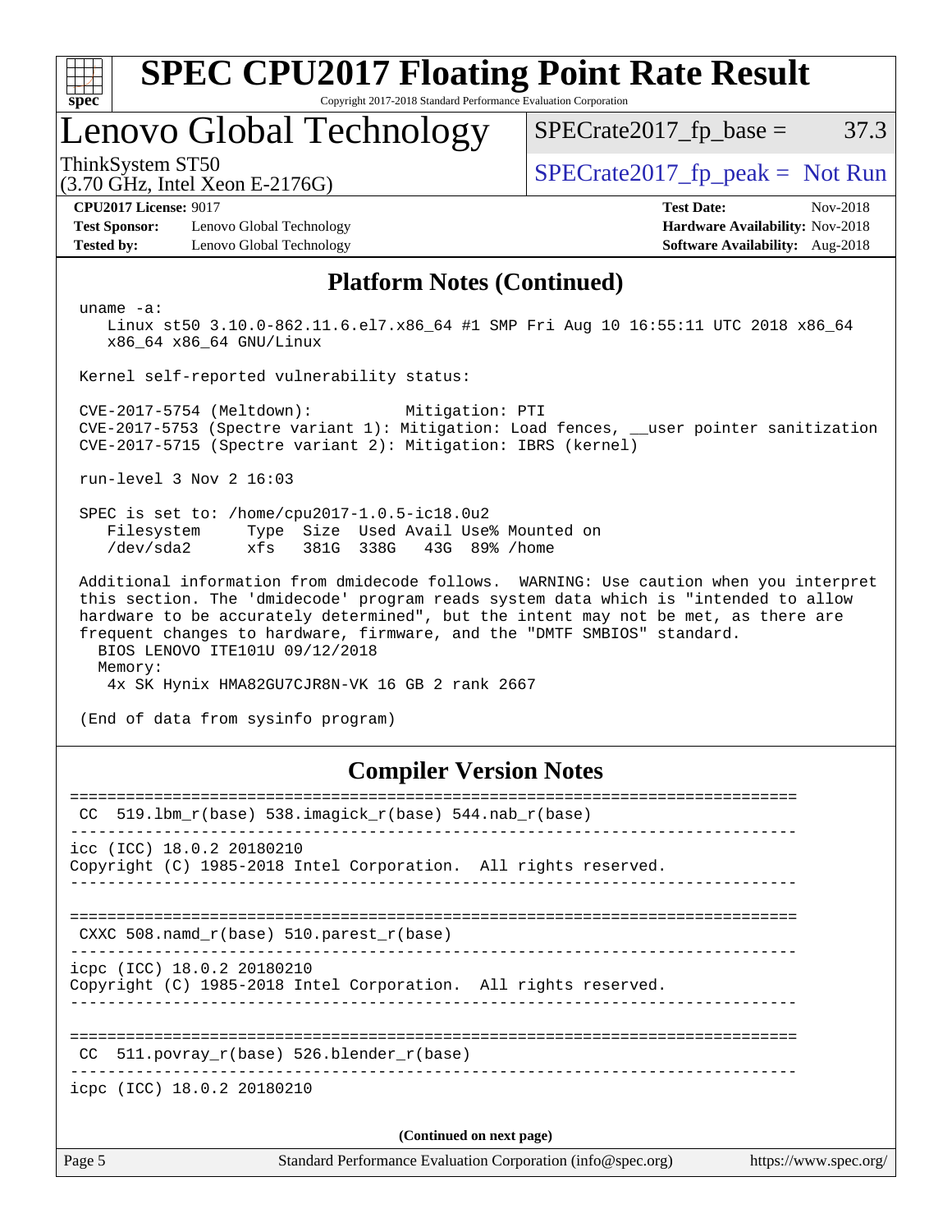## Platform Notes (Continued)

```
uname -a:
   Linux st50 3.10.0-862.11.6.el7.x86_64 #1 SMP Fri Aug 10 16:55:11 UTC 2018 x86_64
   x86_64 x86_64 GNU/Linux

Kernel self-reported vulnerability status:

CVE-2017-5754 (Meltdown):          Mitigation: PTI
CVE-2017-5753 (Spectre variant 1): Mitigation: Load fences, __user pointer sanitization
CVE-2017-5715 (Spectre variant 2): Mitigation: IBRS (kernel)

run-level 3 Nov 2 16:03

SPEC is set to: /home/cpu2017-1.0.5-ic18.0u2
   Filesystem     Type  Size  Used Avail Use% Mounted on
   /dev/sda2      xfs   381G  338G   43G  89% /home

Additional information from dmidecode follows.  WARNING: Use caution when you interpret
this section. The 'dmidecode' program reads system data which is "intended to allow
hardware to be accurately determined", but the intent may not be met, as there are
frequent changes to hardware, firmware, and the "DMTF SMBIOS" standard.
  BIOS LENOVO ITE101U 09/12/2018
  Memory:
    4x SK Hynix HMA82GU7CJR8N-VK 16 GB 2 rank 2667

(End of data from sysinfo program)
```

## Compiler Version Notes

```
==============================================================================
 CC  519.lbm_r(base) 538.imagick_r(base) 544.nab_r(base)
------------------------------------------------------------------------------
icc (ICC) 18.0.2 20180210
Copyright (C) 1985-2018 Intel Corporation.  All rights reserved.
------------------------------------------------------------------------------

==============================================================================
 CXXC 508.namd_r(base) 510.parest_r(base)
------------------------------------------------------------------------------
icpc (ICC) 18.0.2 20180210
Copyright (C) 1985-2018 Intel Corporation.  All rights reserved.
------------------------------------------------------------------------------

==============================================================================
 CC  511.povray_r(base) 526.blender_r(base)
------------------------------------------------------------------------------
icpc (ICC) 18.0.2 20180210
```

(Continued on next page)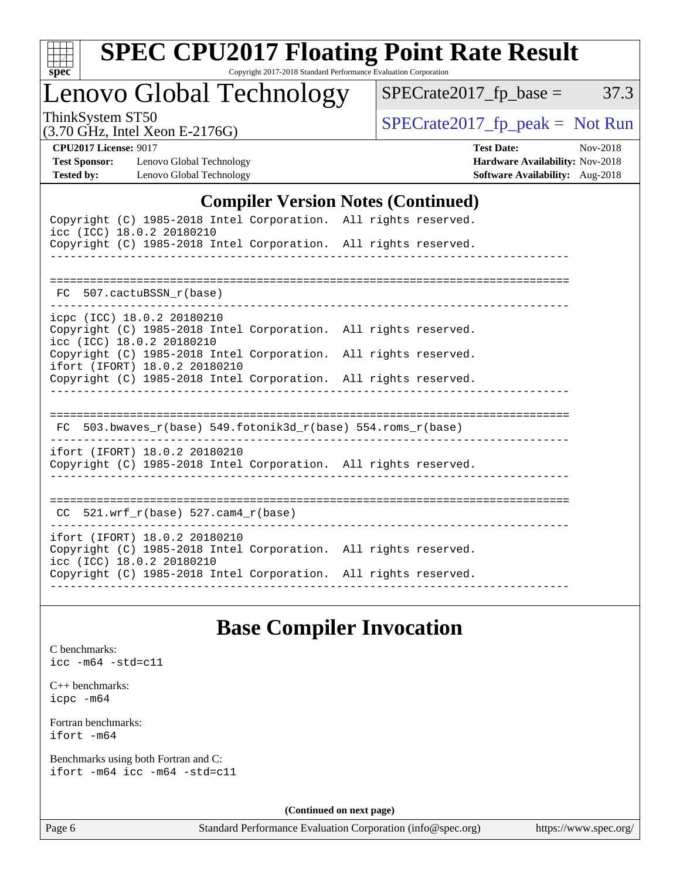## Compiler Version Notes (Continued)

```
Copyright (C) 1985-2018 Intel Corporation.  All rights reserved.
icc (ICC) 18.0.2 20180210
Copyright (C) 1985-2018 Intel Corporation.  All rights reserved.
------------------------------------------------------------------------------

==============================================================================
 FC  507.cactuBSSN_r(base)
------------------------------------------------------------------------------
icpc (ICC) 18.0.2 20180210
Copyright (C) 1985-2018 Intel Corporation.  All rights reserved.
icc (ICC) 18.0.2 20180210
Copyright (C) 1985-2018 Intel Corporation.  All rights reserved.
ifort (IFORT) 18.0.2 20180210
Copyright (C) 1985-2018 Intel Corporation.  All rights reserved.
------------------------------------------------------------------------------

==============================================================================
 FC  503.bwaves_r(base) 549.fotonik3d_r(base) 554.roms_r(base)
------------------------------------------------------------------------------
ifort (IFORT) 18.0.2 20180210
Copyright (C) 1985-2018 Intel Corporation.  All rights reserved.
------------------------------------------------------------------------------

==============================================================================
 CC  521.wrf_r(base) 527.cam4_r(base)
------------------------------------------------------------------------------
ifort (IFORT) 18.0.2 20180210
Copyright (C) 1985-2018 Intel Corporation.  All rights reserved.
icc (ICC) 18.0.2 20180210
Copyright (C) 1985-2018 Intel Corporation.  All rights reserved.
------------------------------------------------------------------------------
```

## Base Compiler Invocation

C benchmarks:
icc -m64 -std=c11

C++ benchmarks:
icpc -m64

Fortran benchmarks:
ifort -m64

Benchmarks using both Fortran and C:
ifort -m64 icc -m64 -std=c11

**(Continued on next page)**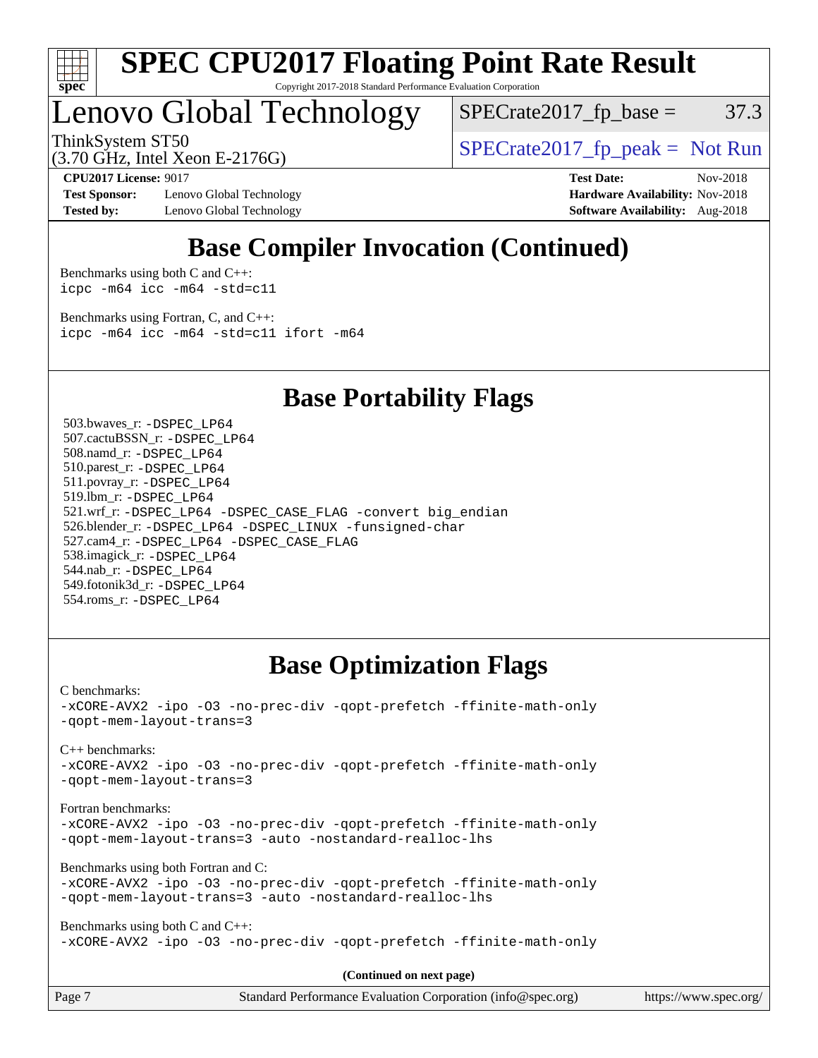# SPEC CPU2017 Floating Point Rate Result

Copyright 2017-2018 Standard Performance Evaluation Corporation

# Lenovo Global Technology

ThinkSystem ST50
(3.70 GHz, Intel Xeon E-2176G)

SPECrate2017_fp_base = 37.3

SPECrate2017_fp_peak = Not Run

**CPU2017 License:** 9017
**Test Sponsor:** Lenovo Global Technology
**Tested by:** Lenovo Global Technology

**Test Date:** Nov-2018
**Hardware Availability:** Nov-2018
**Software Availability:** Aug-2018

## Base Compiler Invocation (Continued)

Benchmarks using both C and C++:
```
icpc -m64 icc -m64 -std=c11
```

Benchmarks using Fortran, C, and C++:
```
icpc -m64 icc -m64 -std=c11 ifort -m64
```

## Base Portability Flags

503.bwaves_r: `-DSPEC_LP64`
507.cactuBSSN_r: `-DSPEC_LP64`
508.namd_r: `-DSPEC_LP64`
510.parest_r: `-DSPEC_LP64`
511.povray_r: `-DSPEC_LP64`
519.lbm_r: `-DSPEC_LP64`
521.wrf_r: `-DSPEC_LP64 -DSPEC_CASE_FLAG -convert big_endian`
526.blender_r: `-DSPEC_LP64 -DSPEC_LINUX -funsigned-char`
527.cam4_r: `-DSPEC_LP64 -DSPEC_CASE_FLAG`
538.imagick_r: `-DSPEC_LP64`
544.nab_r: `-DSPEC_LP64`
549.fotonik3d_r: `-DSPEC_LP64`
554.roms_r: `-DSPEC_LP64`

## Base Optimization Flags

C benchmarks:
```
-xCORE-AVX2 -ipo -O3 -no-prec-div -qopt-prefetch -ffinite-math-only
-qopt-mem-layout-trans=3
```

C++ benchmarks:
```
-xCORE-AVX2 -ipo -O3 -no-prec-div -qopt-prefetch -ffinite-math-only
-qopt-mem-layout-trans=3
```

Fortran benchmarks:
```
-xCORE-AVX2 -ipo -O3 -no-prec-div -qopt-prefetch -ffinite-math-only
-qopt-mem-layout-trans=3 -auto -nostandard-realloc-lhs
```

Benchmarks using both Fortran and C:
```
-xCORE-AVX2 -ipo -O3 -no-prec-div -qopt-prefetch -ffinite-math-only
-qopt-mem-layout-trans=3 -auto -nostandard-realloc-lhs
```

Benchmarks using both C and C++:
```
-xCORE-AVX2 -ipo -O3 -no-prec-div -qopt-prefetch -ffinite-math-only
```

**(Continued on next page)**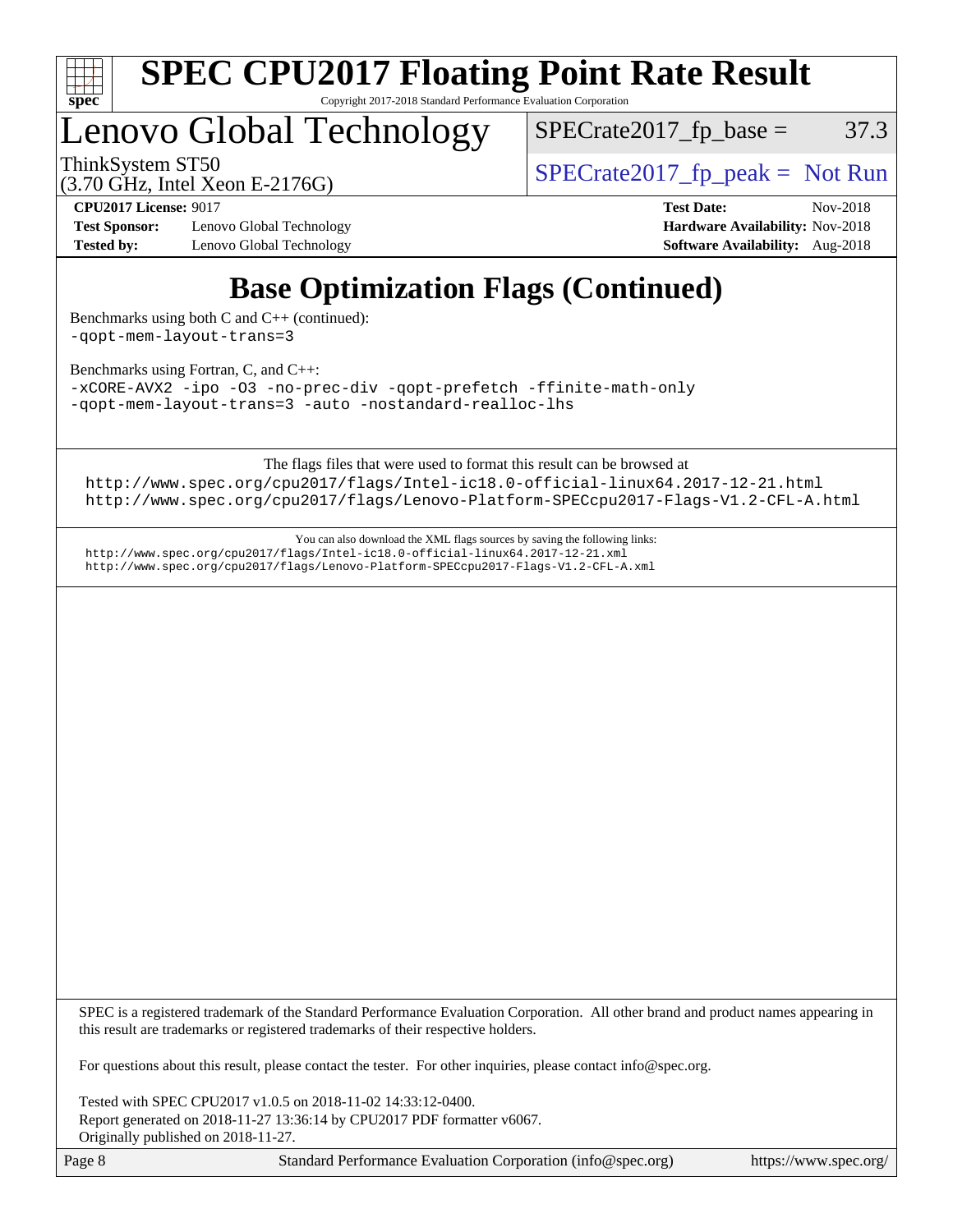# SPEC CPU2017 Floating Point Rate Result

Copyright 2017-2018 Standard Performance Evaluation Corporation

# Lenovo Global Technology

ThinkSystem ST50
(3.70 GHz, Intel Xeon E-2176G)

SPECrate2017_fp_base = 37.3

SPECrate2017_fp_peak = Not Run

**CPU2017 License:** 9017
**Test Sponsor:** Lenovo Global Technology
**Tested by:** Lenovo Global Technology

**Test Date:** Nov-2018
**Hardware Availability:** Nov-2018
**Software Availability:** Aug-2018

## Base Optimization Flags (Continued)

Benchmarks using both C and C++ (continued):
-qopt-mem-layout-trans=3

Benchmarks using Fortran, C, and C++:
-xCORE-AVX2 -ipo -O3 -no-prec-div -qopt-prefetch -ffinite-math-only
-qopt-mem-layout-trans=3 -auto -nostandard-realloc-lhs

The flags files that were used to format this result can be browsed at
http://www.spec.org/cpu2017/flags/Intel-ic18.0-official-linux64.2017-12-21.html
http://www.spec.org/cpu2017/flags/Lenovo-Platform-SPECcpu2017-Flags-V1.2-CFL-A.html

You can also download the XML flags sources by saving the following links:
http://www.spec.org/cpu2017/flags/Intel-ic18.0-official-linux64.2017-12-21.xml
http://www.spec.org/cpu2017/flags/Lenovo-Platform-SPECcpu2017-Flags-V1.2-CFL-A.xml

SPEC is a registered trademark of the Standard Performance Evaluation Corporation. All other brand and product names appearing in this result are trademarks or registered trademarks of their respective holders.

For questions about this result, please contact the tester. For other inquiries, please contact info@spec.org.

Tested with SPEC CPU2017 v1.0.5 on 2018-11-02 14:33:12-0400.
Report generated on 2018-11-27 13:36:14 by CPU2017 PDF formatter v6067.
Originally published on 2018-11-27.